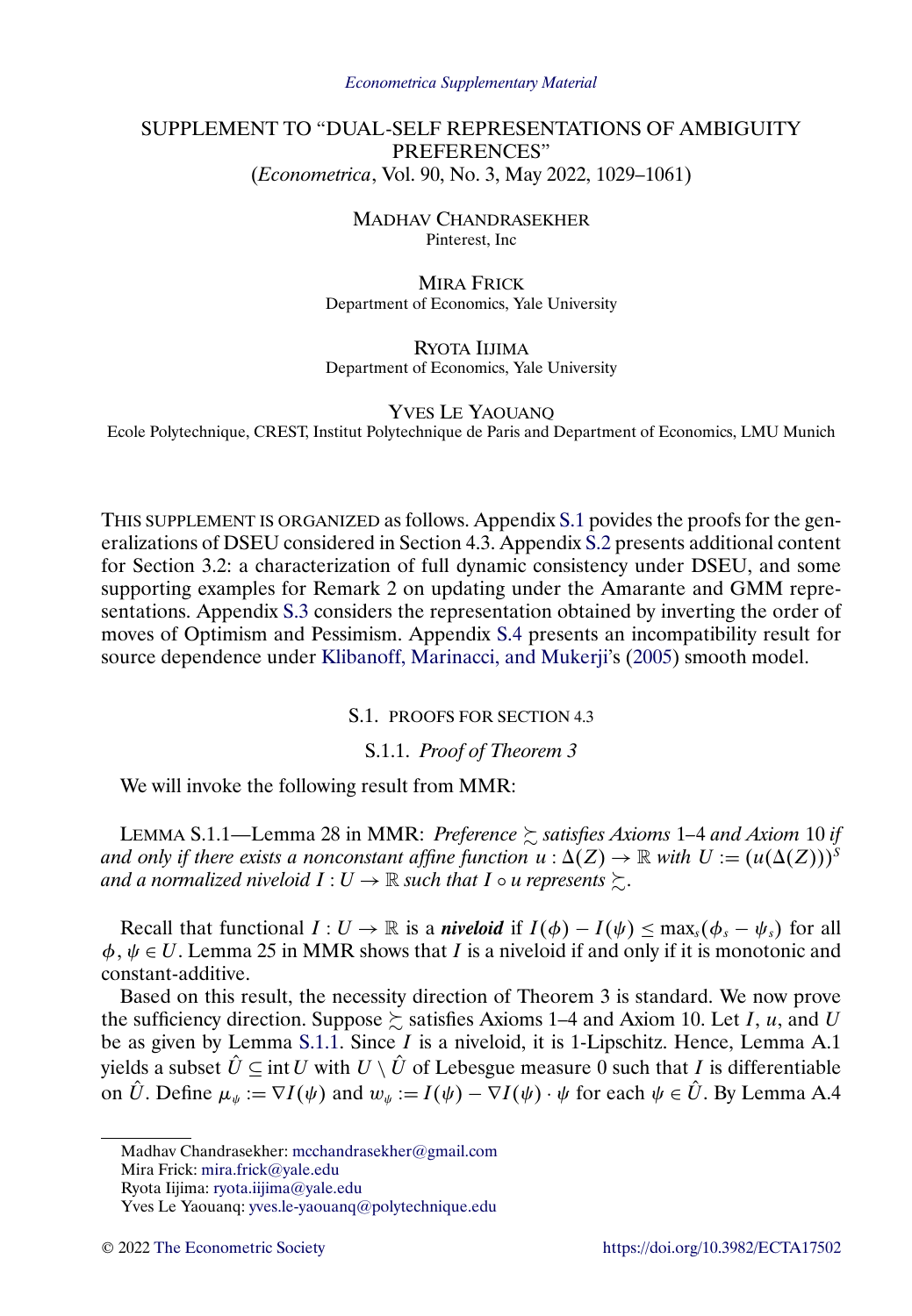# SUPPLEMENT TO "DUAL-SELF REPRESENTATIONS OF AMBIGUITY PREFERENCES"

(*Econometrica*, Vol. 90, No. 3, May 2022, 1029–1061)

MADHAV CHANDRASEKHER
Pinterest, Inc

MIRA FRICK
Department of Economics, Yale University

RYOTA IIJIMA
Department of Economics, Yale University

YVES LE YAOUANQ
Ecole Polytechnique, CREST, Institut Polytechnique de Paris and Department of Economics, LMU Munich

THIS SUPPLEMENT IS ORGANIZED as follows. Appendix S.1 povides the proofs for the generalizations of DSEU considered in Section 4.3. Appendix S.2 presents additional content for Section 3.2: a characterization of full dynamic consistency under DSEU, and some supporting examples for Remark 2 on updating under the Amarante and GMM representations. Appendix S.3 considers the representation obtained by inverting the order of moves of Optimism and Pessimism. Appendix S.4 presents an incompatibility result for source dependence under Klibanoff, Marinacci, and Mukerji's (2005) smooth model.

## S.1. PROOFS FOR SECTION 4.3

### S.1.1. *Proof of Theorem 3*

We will invoke the following result from MMR:

LEMMA S.1.1—Lemma 28 in MMR: *Preference $\succsim$ satisfies Axioms* 1–4 *and Axiom* 10 *if and only if there exists a nonconstant affine function $u : \Delta(Z) \to \mathbb{R}$ with $U := (u(\Delta(Z)))^S$ and a normalized niveloid $I : U \to \mathbb{R}$ such that $I \circ u$ represents $\succsim$.*

Recall that functional $I : U \to \mathbb{R}$ is a ***niveloid*** if $I(\phi) - I(\psi) \leq \max_s(\phi_s - \psi_s)$ for all $\phi, \psi \in U$. Lemma 25 in MMR shows that $I$ is a niveloid if and only if it is monotonic and constant-additive.

Based on this result, the necessity direction of Theorem 3 is standard. We now prove the sufficiency direction. Suppose $\succsim$ satisfies Axioms 1–4 and Axiom 10. Let $I$, $u$, and $U$ be as given by Lemma S.1.1. Since $I$ is a niveloid, it is 1-Lipschitz. Hence, Lemma A.1 yields a subset $\hat{U} \subseteq \operatorname{int} U$ with $U \setminus \hat{U}$ of Lebesgue measure 0 such that $I$ is differentiable on $\hat{U}$. Define $\mu_\psi := \nabla I(\psi)$ and $w_\psi := I(\psi) - \nabla I(\psi) \cdot \psi$ for each $\psi \in \hat{U}$. By Lemma A.4

---

Madhav Chandrasekher: mcchandrasekher@gmail.com
Mira Frick: mira.frick@yale.edu
Ryota Iijima: ryota.iijima@yale.edu
Yves Le Yaouanq: yves.le-yaouanq@polytechnique.edu

© 2022 The Econometric Society https://doi.org/10.3982/ECTA17502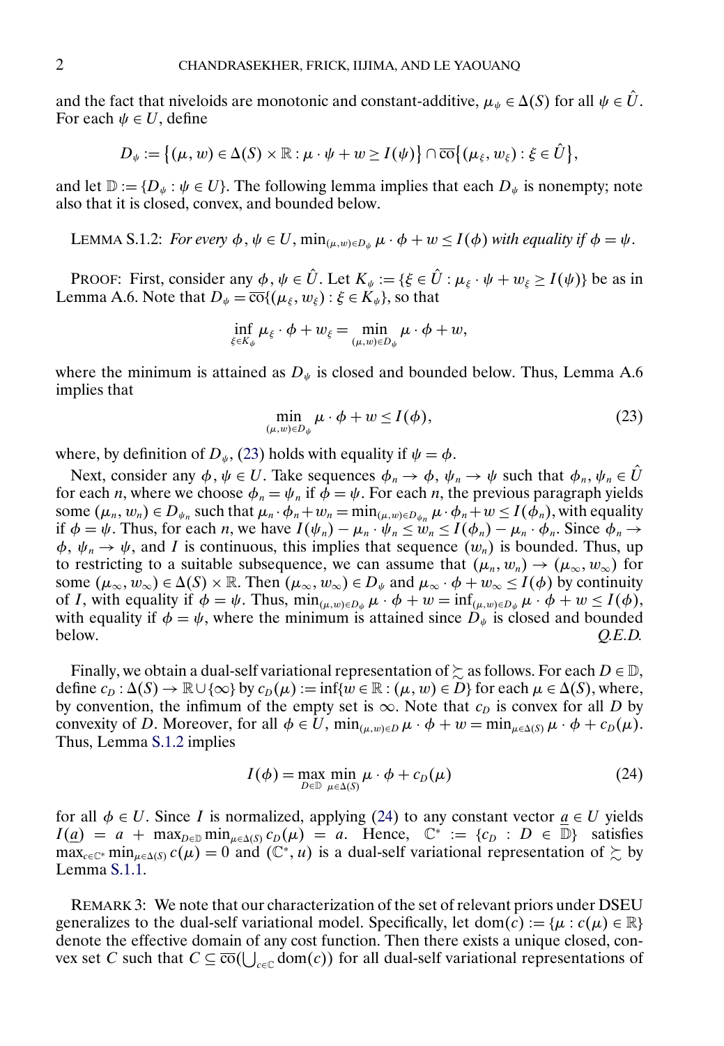and the fact that niveloids are monotonic and constant-additive, $\mu_\psi \in \Delta(S)$ for all $\psi \in \hat{U}$. For each $\psi \in U$, define

$$D_\psi := \{(\mu, w) \in \Delta(S) \times \mathbb{R} : \mu \cdot \psi + w \geq I(\psi)\} \cap \overline{\text{co}}\{(\mu_\xi, w_\xi) : \xi \in \hat{U}\},$$

and let $\mathbb{D} := \{D_\psi : \psi \in U\}$. The following lemma implies that each $D_\psi$ is nonempty; note also that it is closed, convex, and bounded below.

LEMMA S.1.2: *For every $\phi, \psi \in U$, $\min_{(\mu,w)\in D_\psi} \mu \cdot \phi + w \leq I(\phi)$ with equality if $\phi = \psi$.*

PROOF: First, consider any $\phi, \psi \in \hat{U}$. Let $K_\psi := \{\xi \in \hat{U} : \mu_\xi \cdot \psi + w_\xi \geq I(\psi)\}$ be as in Lemma A.6. Note that $D_\psi = \overline{\text{co}}\{(\mu_\xi, w_\xi) : \xi \in K_\psi\}$, so that

$$\inf_{\xi \in K_\psi} \mu_\xi \cdot \phi + w_\xi = \min_{(\mu,w)\in D_\psi} \mu \cdot \phi + w,$$

where the minimum is attained as $D_\psi$ is closed and bounded below. Thus, Lemma A.6 implies that

$$\min_{(\mu,w)\in D_\psi} \mu \cdot \phi + w \leq I(\phi), \tag{23}$$

where, by definition of $D_\psi$, (23) holds with equality if $\psi = \phi$.

Next, consider any $\phi, \psi \in U$. Take sequences $\phi_n \to \phi$, $\psi_n \to \psi$ such that $\phi_n, \psi_n \in \hat{U}$ for each $n$, where we choose $\phi_n = \psi_n$ if $\phi = \psi$. For each $n$, the previous paragraph yields some $(\mu_n, w_n) \in D_{\psi_n}$ such that $\mu_n \cdot \phi_n + w_n = \min_{(\mu,w)\in D_{\psi_n}} \mu \cdot \phi_n + w \leq I(\phi_n)$, with equality if $\phi = \psi$. Thus, for each $n$, we have $I(\psi_n) - \mu_n \cdot \psi_n \leq w_n \leq I(\phi_n) - \mu_n \cdot \phi_n$. Since $\phi_n \to \phi$, $\psi_n \to \psi$, and $I$ is continuous, this implies that sequence $(w_n)$ is bounded. Thus, up to restricting to a suitable subsequence, we can assume that $(\mu_n, w_n) \to (\mu_\infty, w_\infty)$ for some $(\mu_\infty, w_\infty) \in \Delta(S) \times \mathbb{R}$. Then $(\mu_\infty, w_\infty) \in D_\psi$ and $\mu_\infty \cdot \phi + w_\infty \leq I(\phi)$ by continuity of $I$, with equality if $\phi = \psi$. Thus, $\min_{(\mu,w)\in D_\psi} \mu \cdot \phi + w = \inf_{(\mu,w)\in D_\psi} \mu \cdot \phi + w \leq I(\phi)$, with equality if $\phi = \psi$, where the minimum is attained since $D_\psi$ is closed and bounded below. *Q.E.D.*

Finally, we obtain a dual-self variational representation of $\succsim$ as follows. For each $D \in \mathbb{D}$, define $c_D : \Delta(S) \to \mathbb{R} \cup \{\infty\}$ by $c_D(\mu) := \inf\{w \in \mathbb{R} : (\mu, w) \in D\}$ for each $\mu \in \Delta(S)$, where, by convention, the infimum of the empty set is $\infty$. Note that $c_D$ is convex for all $D$ by convexity of $D$. Moreover, for all $\phi \in U$, $\min_{(\mu,w)\in D} \mu \cdot \phi + w = \min_{\mu \in \Delta(S)} \mu \cdot \phi + c_D(\mu)$. Thus, Lemma S.1.2 implies

$$I(\phi) = \max_{D \in \mathbb{D}} \min_{\mu \in \Delta(S)} \mu \cdot \phi + c_D(\mu) \tag{24}$$

for all $\phi \in U$. Since $I$ is normalized, applying (24) to any constant vector $\underline{a} \in U$ yields $I(\underline{a}) = a + \max_{D \in \mathbb{D}} \min_{\mu \in \Delta(S)} c_D(\mu) = a$. Hence, $\mathbb{C}^* := \{c_D : D \in \mathbb{D}\}$ satisfies $\max_{c \in \mathbb{C}^*} \min_{\mu \in \Delta(S)} c(\mu) = 0$ and $(\mathbb{C}^*, u)$ is a dual-self variational representation of $\succsim$ by Lemma S.1.1.

REMARK 3: We note that our characterization of the set of relevant priors under DSEU generalizes to the dual-self variational model. Specifically, let $\text{dom}(c) := \{\mu : c(\mu) \in \mathbb{R}\}$ denote the effective domain of any cost function. Then there exists a unique closed, convex set $C$ such that $C \subseteq \overline{\text{co}}(\bigcup_{c \in \mathbb{C}} \text{dom}(c))$ for all dual-self variational representations of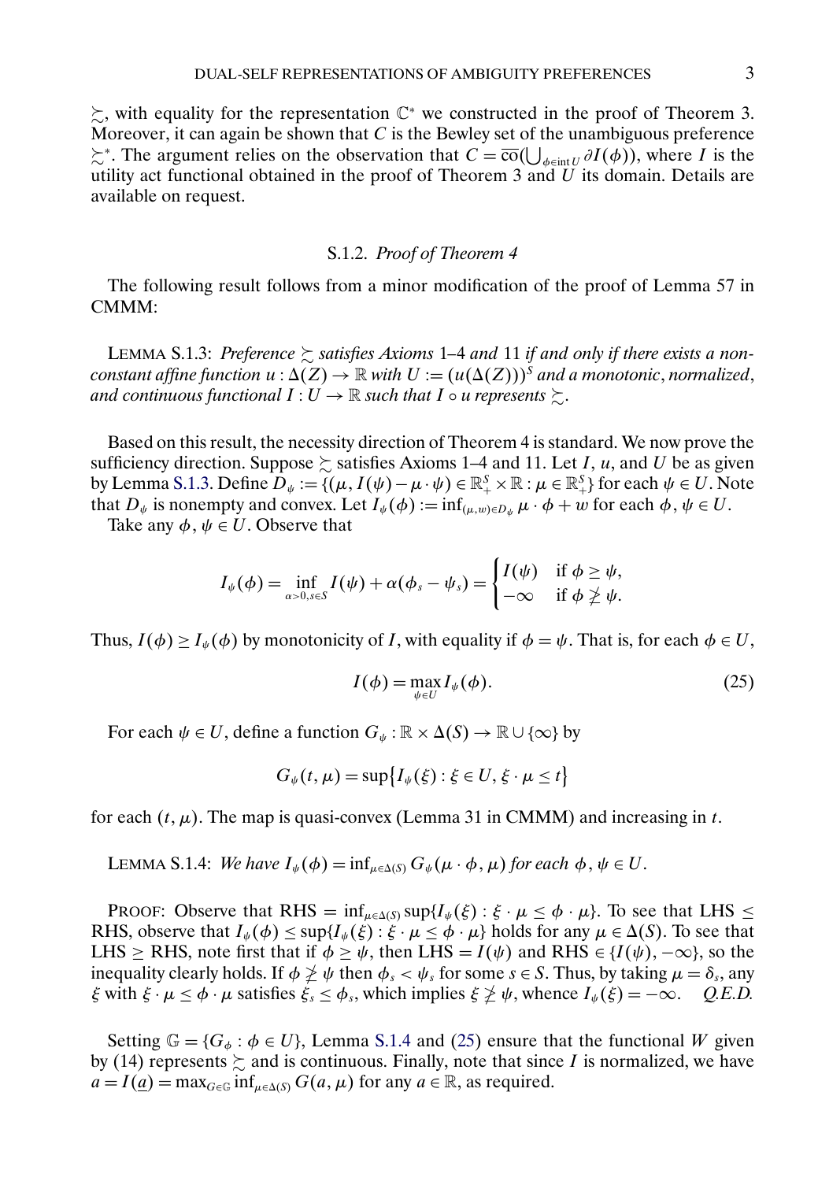$\succsim$, with equality for the representation $\mathbb{C}^*$ we constructed in the proof of Theorem 3. Moreover, it can again be shown that $C$ is the Bewley set of the unambiguous preference $\succsim^*$. The argument relies on the observation that $C = \overline{\text{co}}(\bigcup_{\phi\in \text{int}\, U} \partial I(\phi))$, where $I$ is the utility act functional obtained in the proof of Theorem 3 and $U$ its domain. Details are available on request.

### S.1.2. *Proof of Theorem 4*

The following result follows from a minor modification of the proof of Lemma 57 in CMMM:

LEMMA S.1.3: *Preference $\succsim$ satisfies Axioms 1–4 and 11 if and only if there exists a nonconstant affine function $u : \Delta(Z) \to \mathbb{R}$ with $U := (u(\Delta(Z)))^S$ and a monotonic, normalized, and continuous functional $I : U \to \mathbb{R}$ such that $I \circ u$ represents $\succsim$.*

Based on this result, the necessity direction of Theorem 4 is standard. We now prove the sufficiency direction. Suppose $\succsim$ satisfies Axioms 1–4 and 11. Let $I$, $u$, and $U$ be as given by Lemma S.1.3. Define $D_\psi := \{(\mu, I(\psi) - \mu \cdot \psi) \in \mathbb{R}^S_+ \times \mathbb{R} : \mu \in \mathbb{R}^S_+\}$ for each $\psi \in U$. Note that $D_\psi$ is nonempty and convex. Let $I_\psi(\phi) := \inf_{(\mu,w)\in D_\psi} \mu \cdot \phi + w$ for each $\phi, \psi \in U$.

Take any $\phi, \psi \in U$. Observe that

$$I_\psi(\phi) = \inf_{\alpha>0, s\in S} I(\psi) + \alpha(\phi_s - \psi_s) = \begin{cases} I(\psi) & \text{if } \phi \geq \psi, \\ -\infty & \text{if } \phi \ngeq \psi. \end{cases}$$

Thus, $I(\phi) \geq I_\psi(\phi)$ by monotonicity of $I$, with equality if $\phi = \psi$. That is, for each $\phi \in U$,

$$I(\phi) = \max_{\psi\in U} I_\psi(\phi). \tag{25}$$

For each $\psi \in U$, define a function $G_\psi : \mathbb{R} \times \Delta(S) \to \mathbb{R} \cup \{\infty\}$ by

$$G_\psi(t, \mu) = \sup\{I_\psi(\xi) : \xi \in U, \xi \cdot \mu \leq t\}$$

for each $(t, \mu)$. The map is quasi-convex (Lemma 31 in CMMM) and increasing in $t$.

LEMMA S.1.4: *We have $I_\psi(\phi) = \inf_{\mu\in\Delta(S)} G_\psi(\mu \cdot \phi, \mu)$ for each $\phi, \psi \in U$.*

PROOF: Observe that RHS $= \inf_{\mu\in\Delta(S)} \sup\{I_\psi(\xi) : \xi \cdot \mu \leq \phi \cdot \mu\}$. To see that LHS $\leq$ RHS, observe that $I_\psi(\phi) \leq \sup\{I_\psi(\xi) : \xi \cdot \mu \leq \phi \cdot \mu\}$ holds for any $\mu \in \Delta(S)$. To see that LHS $\geq$ RHS, note first that if $\phi \geq \psi$, then LHS $= I(\psi)$ and RHS $\in \{I(\psi), -\infty\}$, so the inequality clearly holds. If $\phi \ngeq \psi$ then $\phi_s < \psi_s$ for some $s \in S$. Thus, by taking $\mu = \delta_s$, any $\xi$ with $\xi \cdot \mu \leq \phi \cdot \mu$ satisfies $\xi_s \leq \phi_s$, which implies $\xi \ngeq \psi$, whence $I_\psi(\xi) = -\infty$. *Q.E.D.*

Setting $\mathbb{G} = \{G_\phi : \phi \in U\}$, Lemma S.1.4 and (25) ensure that the functional $W$ given by (14) represents $\succsim$ and is continuous. Finally, note that since $I$ is normalized, we have $a = I(\underline{a}) = \max_{G\in\mathbb{G}} \inf_{\mu\in\Delta(S)} G(a, \mu)$ for any $a \in \mathbb{R}$, as required.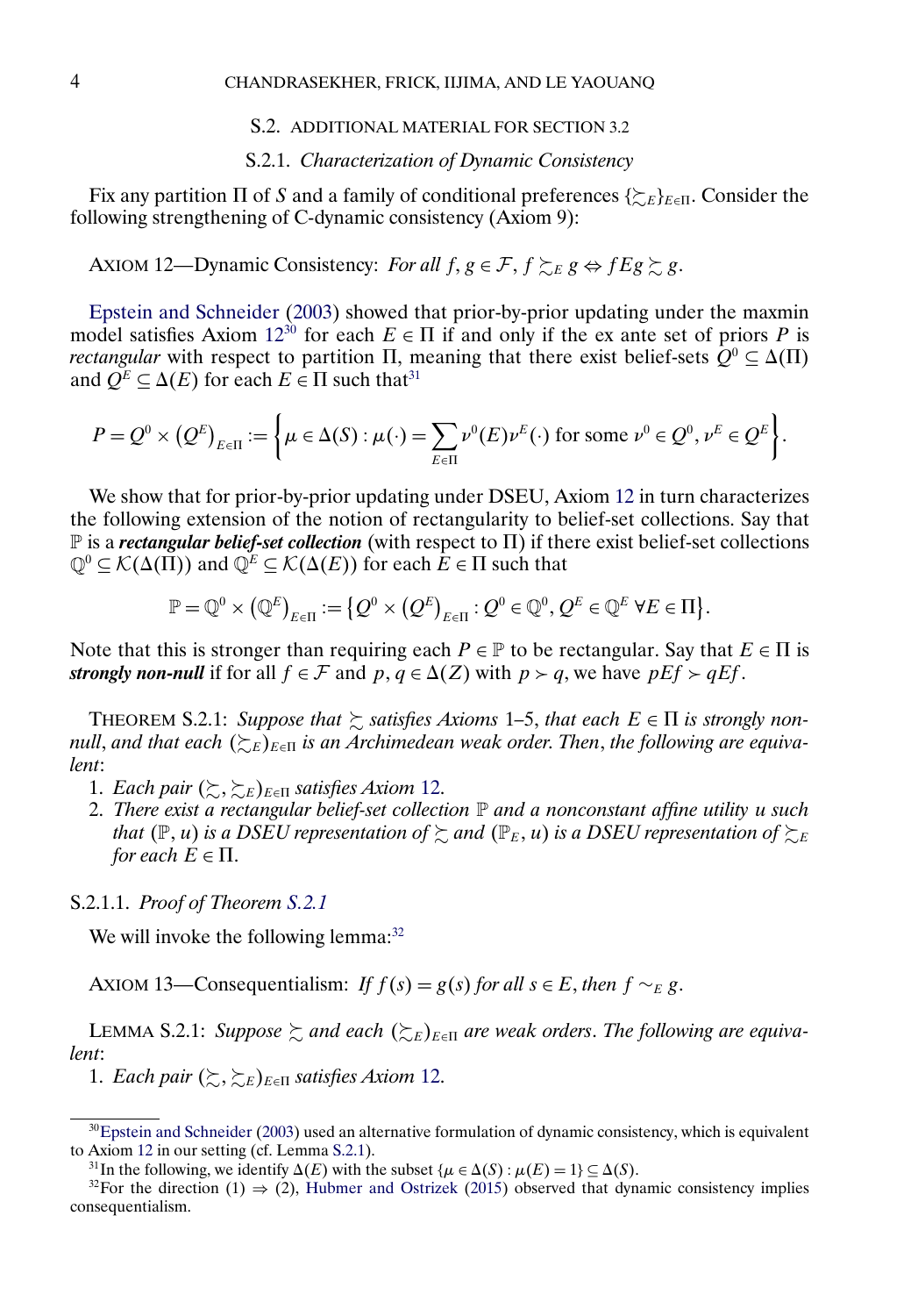## S.2. ADDITIONAL MATERIAL FOR SECTION 3.2

### S.2.1. *Characterization of Dynamic Consistency*

Fix any partition $\Pi$ of $S$ and a family of conditional preferences $\{\succsim_E\}_{E\in\Pi}$. Consider the following strengthening of C-dynamic consistency (Axiom 9):

AXIOM 12—Dynamic Consistency: *For all* $f, g \in \mathcal{F}$, $f \succsim_E g \Leftrightarrow fEg \succsim g$.

Epstein and Schneider (2003) showed that prior-by-prior updating under the maxmin model satisfies Axiom 12[30] for each $E \in \Pi$ if and only if the ex ante set of priors $P$ is *rectangular* with respect to partition $\Pi$, meaning that there exist belief-sets $Q^0 \subseteq \Delta(\Pi)$ and $Q^E \subseteq \Delta(E)$ for each $E \in \Pi$ such that[31]

$$P = Q^0 \times (Q^E)_{E\in\Pi} := \left\{\mu \in \Delta(S) : \mu(\cdot) = \sum_{E\in\Pi} \nu^0(E)\nu^E(\cdot) \text{ for some } \nu^0 \in Q^0, \nu^E \in Q^E\right\}.$$

We show that for prior-by-prior updating under DSEU, Axiom 12 in turn characterizes the following extension of the notion of rectangularity to belief-set collections. Say that $\mathbb{P}$ is a ***rectangular belief-set collection*** (with respect to $\Pi$) if there exist belief-set collections $\mathbb{Q}^0 \subseteq \mathcal{K}(\Delta(\Pi))$ and $\mathbb{Q}^E \subseteq \mathcal{K}(\Delta(E))$ for each $E \in \Pi$ such that

$$\mathbb{P} = \mathbb{Q}^0 \times (\mathbb{Q}^E)_{E\in\Pi} := \{Q^0 \times (Q^E)_{E\in\Pi} : Q^0 \in \mathbb{Q}^0, Q^E \in \mathbb{Q}^E \ \forall E \in \Pi\}.$$

Note that this is stronger than requiring each $P \in \mathbb{P}$ to be rectangular. Say that $E \in \Pi$ is ***strongly non-null*** if for all $f \in \mathcal{F}$ and $p, q \in \Delta(Z)$ with $p \succ q$, we have $pEf \succ qEf$.

THEOREM S.2.1: *Suppose that* $\succsim$ *satisfies Axioms* 1–5, *that each* $E \in \Pi$ *is strongly non-null*, *and that each* $(\succsim_E)_{E\in\Pi}$ *is an Archimedean weak order. Then*, *the following are equivalent*:

1. *Each pair* $(\succsim, \succsim_E)_{E\in\Pi}$ *satisfies Axiom* 12.
2. *There exist a rectangular belief-set collection* $\mathbb{P}$ *and a nonconstant affine utility* $u$ *such that* $(\mathbb{P}, u)$ *is a DSEU representation of* $\succsim$ *and* $(\mathbb{P}_E, u)$ *is a DSEU representation of* $\succsim_E$ *for each* $E \in \Pi$.

#### S.2.1.1. *Proof of Theorem S.2.1*

We will invoke the following lemma:[32]

AXIOM 13—Consequentialism: *If* $f(s) = g(s)$ *for all* $s \in E$, *then* $f \sim_E g$.

LEMMA S.2.1: *Suppose* $\succsim$ *and each* $(\succsim_E)_{E\in\Pi}$ *are weak orders*. *The following are equivalent*:

1. *Each pair* $(\succsim, \succsim_E)_{E\in\Pi}$ *satisfies Axiom* 12.

---

[30] Epstein and Schneider (2003) used an alternative formulation of dynamic consistency, which is equivalent to Axiom 12 in our setting (cf. Lemma S.2.1).

[31] In the following, we identify $\Delta(E)$ with the subset $\{\mu \in \Delta(S) : \mu(E) = 1\} \subseteq \Delta(S)$.

[32] For the direction (1) $\Rightarrow$ (2), Hubmer and Ostrizek (2015) observed that dynamic consistency implies consequentialism.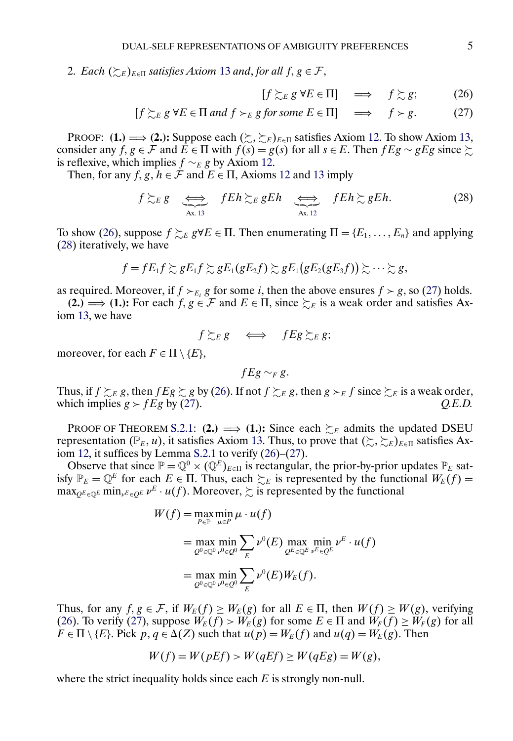2. *Each* $(\succsim_E)_{E\in\Pi}$ *satisfies Axiom* 13 *and, for all* $f, g \in \mathcal{F}$,

$$[f \succsim_E g \;\forall E \in \Pi] \quad \Longrightarrow \quad f \succsim g; \tag{26}$$

$$[f \succsim_E g \;\forall E \in \Pi \text{ and } f \succ_E g \text{ for some } E \in \Pi] \quad \Longrightarrow \quad f \succ g. \tag{27}$$

PROOF: **(1.)** $\Longrightarrow$ **(2.):** Suppose each $(\succsim, \succsim_E)_{E\in\Pi}$ satisfies Axiom 12. To show Axiom 13, consider any $f, g \in \mathcal{F}$ and $E \in \Pi$ with $f(s) = g(s)$ for all $s \in E$. Then $fEg \sim gEg$ since $\succsim$ is reflexive, which implies $f \sim_E g$ by Axiom 12.

Then, for any $f, g, h \in \mathcal{F}$ and $E \in \Pi$, Axioms 12 and 13 imply

$$f \succsim_E g \underbrace{\iff}_{\text{Ax. 13}} fEh \succsim_E gEh \underbrace{\iff}_{\text{Ax. 12}} fEh \succsim gEh. \tag{28}$$

To show (26), suppose $f \succsim_E g \forall E \in \Pi$. Then enumerating $\Pi = \{E_1, \ldots, E_n\}$ and applying (28) iteratively, we have

$$f = fE_1 f \succsim gE_1 f \succsim gE_1(gE_2 f) \succsim gE_1\big(gE_2(gE_3 f)\big) \succsim \cdots \succsim g,$$

as required. Moreover, if $f \succ_{E_i} g$ for some $i$, then the above ensures $f \succ g$, so (27) holds.

**(2.)** $\Longrightarrow$ **(1.):** For each $f, g \in \mathcal{F}$ and $E \in \Pi$, since $\succsim_E$ is a weak order and satisfies Axiom 13, we have

$$f \succsim_E g \quad \iff \quad fEg \succsim_E g;$$

moreover, for each $F \in \Pi \setminus \{E\}$,

$$fEg \sim_F g.$$

Thus, if $f \succsim_E g$, then $fEg \succsim g$ by (26). If not $f \succsim_E g$, then $g \succ_E f$ since $\succsim_E$ is a weak order, which implies $g \succ fEg$ by (27). *Q.E.D.*

PROOF OF THEOREM S.2.1: **(2.)** $\Longrightarrow$ **(1.):** Since each $\succsim_E$ admits the updated DSEU representation $(\mathbb{P}_E, u)$, it satisfies Axiom 13. Thus, to prove that $(\succsim, \succsim_E)_{E\in\Pi}$ satisfies Axiom 12, it suffices by Lemma S.2.1 to verify (26)–(27).

Observe that since $\mathbb{P} = \mathbb{Q}^0 \times (\mathbb{Q}^E)_{E\in\Pi}$ is rectangular, the prior-by-prior updates $\mathbb{P}_E$ satisfy $\mathbb{P}_E = \mathbb{Q}^E$ for each $E \in \Pi$. Thus, each $\succsim_E$ is represented by the functional $W_E(f) = \max_{Q^E\in\mathbb{Q}^E} \min_{\nu^E\in Q^E} \nu^E \cdot u(f)$. Moreover, $\succsim$ is represented by the functional

$$\begin{aligned}
W(f) &= \max_{P\in\mathbb{P}} \min_{\mu\in P} \mu \cdot u(f) \\
&= \max_{Q^0\in\mathbb{Q}^0} \min_{\nu^0\in Q^0} \sum_E \nu^0(E) \max_{Q^E\in\mathbb{Q}^E} \min_{\nu^E\in Q^E} \nu^E \cdot u(f) \\
&= \max_{Q^0\in\mathbb{Q}^0} \min_{\nu^0\in Q^0} \sum_E \nu^0(E) W_E(f).
\end{aligned}$$

Thus, for any $f, g \in \mathcal{F}$, if $W_E(f) \geq W_E(g)$ for all $E \in \Pi$, then $W(f) \geq W(g)$, verifying (26). To verify (27), suppose $W_E(f) > W_E(g)$ for some $E \in \Pi$ and $W_F(f) \geq W_F(g)$ for all $F \in \Pi \setminus \{E\}$. Pick $p, q \in \Delta(Z)$ such that $u(p) = W_E(f)$ and $u(q) = W_E(g)$. Then

$$W(f) = W(pEf) > W(qEf) \geq W(qEg) = W(g),$$

where the strict inequality holds since each $E$ is strongly non-null.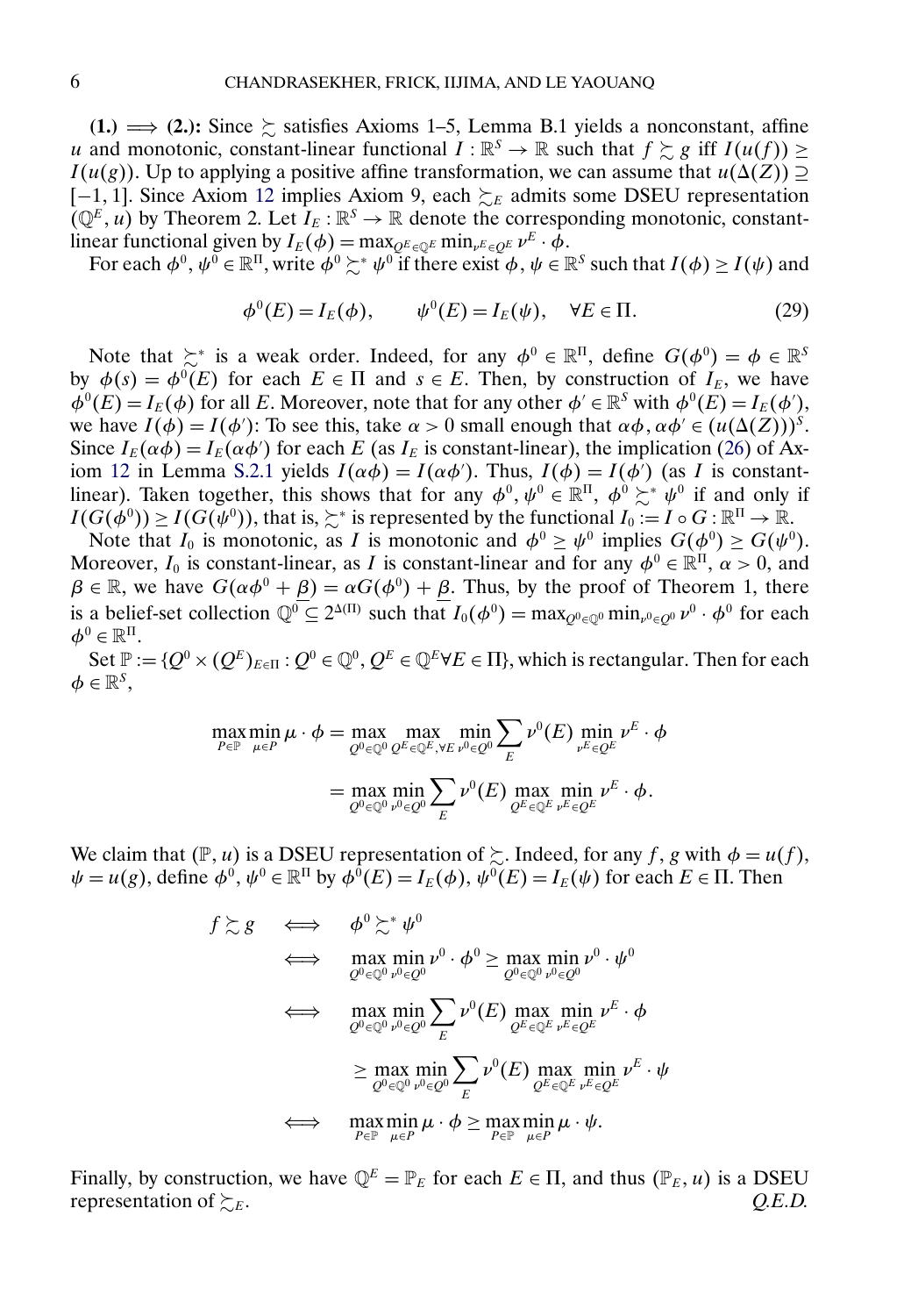**(1.) $\implies$ (2.):** Since $\succsim$ satisfies Axioms 1–5, Lemma B.1 yields a nonconstant, affine $u$ and monotonic, constant-linear functional $I : \mathbb{R}^S \to \mathbb{R}$ such that $f \succsim g$ iff $I(u(f)) \geq I(u(g))$. Up to applying a positive affine transformation, we can assume that $u(\Delta(Z)) \supseteq [-1, 1]$. Since Axiom 12 implies Axiom 9, each $\succsim_E$ admits some DSEU representation $(\mathbb{Q}^E, u)$ by Theorem 2. Let $I_E : \mathbb{R}^S \to \mathbb{R}$ denote the corresponding monotonic, constant-linear functional given by $I_E(\phi) = \max_{Q^E \in \mathbb{Q}^E} \min_{\nu^E \in Q^E} \nu^E \cdot \phi$.

For each $\phi^0, \psi^0 \in \mathbb{R}^\Pi$, write $\phi^0 \succsim^* \psi^0$ if there exist $\phi, \psi \in \mathbb{R}^S$ such that $I(\phi) \geq I(\psi)$ and

$$\phi^0(E) = I_E(\phi), \qquad \psi^0(E) = I_E(\psi), \quad \forall E \in \Pi. \tag{29}$$

Note that $\succsim^*$ is a weak order. Indeed, for any $\phi^0 \in \mathbb{R}^\Pi$, define $G(\phi^0) = \phi \in \mathbb{R}^S$ by $\phi(s) = \phi^0(E)$ for each $E \in \Pi$ and $s \in E$. Then, by construction of $I_E$, we have $\phi^0(E) = I_E(\phi)$ for all $E$. Moreover, note that for any other $\phi' \in \mathbb{R}^S$ with $\phi^0(E) = I_E(\phi')$, we have $I(\phi) = I(\phi')$: To see this, take $\alpha > 0$ small enough that $\alpha\phi, \alpha\phi' \in (u(\Delta(Z)))^S$. Since $I_E(\alpha\phi) = I_E(\alpha\phi')$ for each $E$ (as $I_E$ is constant-linear), the implication (26) of Axiom 12 in Lemma S.2.1 yields $I(\alpha\phi) = I(\alpha\phi')$. Thus, $I(\phi) = I(\phi')$ (as $I$ is constant-linear). Taken together, this shows that for any $\phi^0, \psi^0 \in \mathbb{R}^\Pi$, $\phi^0 \succsim^* \psi^0$ if and only if $I(G(\phi^0)) \geq I(G(\psi^0))$, that is, $\succsim^*$ is represented by the functional $I_0 := I \circ G : \mathbb{R}^\Pi \to \mathbb{R}$.

Note that $I_0$ is monotonic, as $I$ is monotonic and $\phi^0 \geq \psi^0$ implies $G(\phi^0) \geq G(\psi^0)$. Moreover, $I_0$ is constant-linear, as $I$ is constant-linear and for any $\phi^0 \in \mathbb{R}^\Pi$, $\alpha > 0$, and $\beta \in \mathbb{R}$, we have $G(\alpha\phi^0 + \underline{\beta}) = \alpha G(\phi^0) + \underline{\beta}$. Thus, by the proof of Theorem 1, there is a belief-set collection $\mathbb{Q}^0 \subseteq 2^{\Delta(\Pi)}$ such that $I_0(\phi^0) = \max_{Q^0 \in \mathbb{Q}^0} \min_{\nu^0 \in Q^0} \nu^0 \cdot \phi^0$ for each $\phi^0 \in \mathbb{R}^\Pi$.

Set $\mathbb{P} := \{Q^0 \times (Q^E)_{E \in \Pi} : Q^0 \in \mathbb{Q}^0, Q^E \in \mathbb{Q}^E \forall E \in \Pi\}$, which is rectangular. Then for each $\phi \in \mathbb{R}^S$,

$$\begin{aligned}
\max_{P \in \mathbb{P}} \min_{\mu \in P} \mu \cdot \phi &= \max_{Q^0 \in \mathbb{Q}^0} \max_{Q^E \in \mathbb{Q}^E, \forall E} \min_{\nu^0 \in Q^0} \sum_E \nu^0(E) \min_{\nu^E \in Q^E} \nu^E \cdot \phi \\
&= \max_{Q^0 \in \mathbb{Q}^0} \min_{\nu^0 \in Q^0} \sum_E \nu^0(E) \max_{Q^E \in \mathbb{Q}^E} \min_{\nu^E \in Q^E} \nu^E \cdot \phi.
\end{aligned}$$

We claim that $(\mathbb{P}, u)$ is a DSEU representation of $\succsim$. Indeed, for any $f, g$ with $\phi = u(f)$, $\psi = u(g)$, define $\phi^0, \psi^0 \in \mathbb{R}^\Pi$ by $\phi^0(E) = I_E(\phi)$, $\psi^0(E) = I_E(\psi)$ for each $E \in \Pi$. Then

$$\begin{aligned}
f \succsim g \quad &\iff \quad \phi^0 \succsim^* \psi^0 \\
&\iff \quad \max_{Q^0 \in \mathbb{Q}^0} \min_{\nu^0 \in Q^0} \nu^0 \cdot \phi^0 \geq \max_{Q^0 \in \mathbb{Q}^0} \min_{\nu^0 \in Q^0} \nu^0 \cdot \psi^0 \\
&\iff \quad \max_{Q^0 \in \mathbb{Q}^0} \min_{\nu^0 \in Q^0} \sum_E \nu^0(E) \max_{Q^E \in \mathbb{Q}^E} \min_{\nu^E \in Q^E} \nu^E \cdot \phi \\
&\qquad \quad \geq \max_{Q^0 \in \mathbb{Q}^0} \min_{\nu^0 \in Q^0} \sum_E \nu^0(E) \max_{Q^E \in \mathbb{Q}^E} \min_{\nu^E \in Q^E} \nu^E \cdot \psi \\
&\iff \quad \max_{P \in \mathbb{P}} \min_{\mu \in P} \mu \cdot \phi \geq \max_{P \in \mathbb{P}} \min_{\mu \in P} \mu \cdot \psi.
\end{aligned}$$

Finally, by construction, we have $\mathbb{Q}^E = \mathbb{P}_E$ for each $E \in \Pi$, and thus $(\mathbb{P}_E, u)$ is a DSEU representation of $\succsim_E$. *Q.E.D.*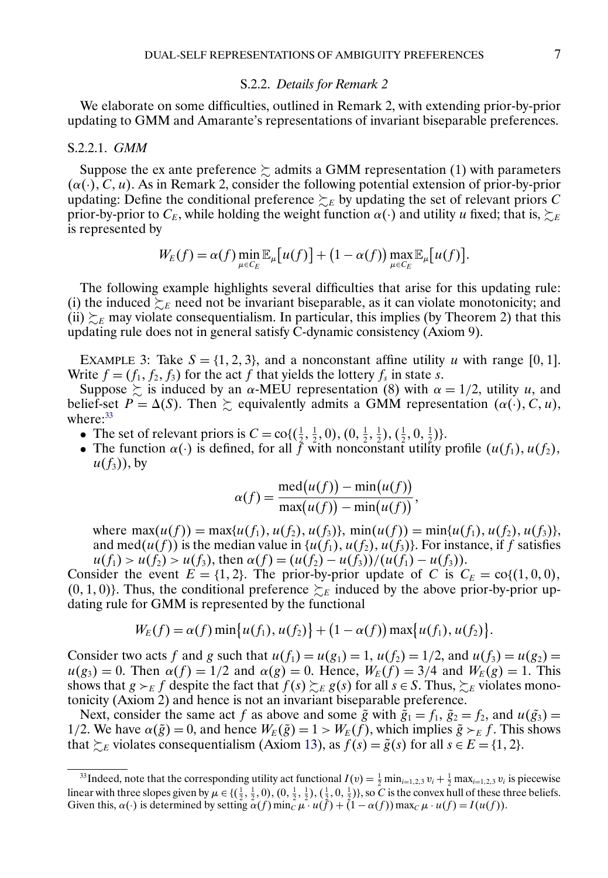### S.2.2. *Details for Remark 2*

We elaborate on some difficulties, outlined in Remark 2, with extending prior-by-prior updating to GMM and Amarante's representations of invariant biseparable preferences.

#### S.2.2.1. *GMM*

Suppose the ex ante preference $\succsim$ admits a GMM representation (1) with parameters $(\alpha(\cdot), C, u)$. As in Remark 2, consider the following potential extension of prior-by-prior updating: Define the conditional preference $\succsim_E$ by updating the set of relevant priors $C$ prior-by-prior to $C_E$, while holding the weight function $\alpha(\cdot)$ and utility $u$ fixed; that is, $\succsim_E$ is represented by

$$W_E(f) = \alpha(f) \min_{\mu \in C_E} \mathbb{E}_\mu\big[u(f)\big] + \big(1 - \alpha(f)\big) \max_{\mu \in C_E} \mathbb{E}_\mu\big[u(f)\big].$$

The following example highlights several difficulties that arise for this updating rule: (i) the induced $\succsim_E$ need not be invariant biseparable, as it can violate monotonicity; and (ii) $\succsim_E$ may violate consequentialism. In particular, this implies (by Theorem 2) that this updating rule does not in general satisfy C-dynamic consistency (Axiom 9).

EXAMPLE 3: Take $S = \{1, 2, 3\}$, and a nonconstant affine utility $u$ with range $[0, 1]$. Write $f = (f_1, f_2, f_3)$ for the act $f$ that yields the lottery $f_s$ in state $s$.

Suppose $\succsim$ is induced by an $\alpha$-MEU representation (8) with $\alpha = 1/2$, utility $u$, and belief-set $P = \Delta(S)$. Then $\succsim$ equivalently admits a GMM representation $(\alpha(\cdot), C, u)$, where:[33]

- The set of relevant priors is $C = \text{co}\{(\frac{1}{2}, \frac{1}{2}, 0), (0, \frac{1}{2}, \frac{1}{2}), (\frac{1}{2}, 0, \frac{1}{2})\}$.
- The function $\alpha(\cdot)$ is defined, for all $f$ with nonconstant utility profile $(u(f_1), u(f_2), u(f_3))$, by

$$\alpha(f) = \frac{\text{med}\big(u(f)\big) - \min\big(u(f)\big)}{\max\big(u(f)\big) - \min\big(u(f)\big)},$$

where $\max(u(f)) = \max\{u(f_1), u(f_2), u(f_3)\}$, $\min(u(f)) = \min\{u(f_1), u(f_2), u(f_3)\}$, and $\text{med}(u(f))$ is the median value in $\{u(f_1), u(f_2), u(f_3)\}$. For instance, if $f$ satisfies $u(f_1) > u(f_2) > u(f_3)$, then $\alpha(f) = (u(f_2) - u(f_3))/(u(f_1) - u(f_3))$.

Consider the event $E = \{1, 2\}$. The prior-by-prior update of $C$ is $C_E = \text{co}\{(1, 0, 0), (0, 1, 0)\}$. Thus, the conditional preference $\succsim_E$ induced by the above prior-by-prior updating rule for GMM is represented by the functional

$$W_E(f) = \alpha(f) \min\big\{u(f_1), u(f_2)\big\} + \big(1 - \alpha(f)\big) \max\big\{u(f_1), u(f_2)\big\}.$$

Consider two acts $f$ and $g$ such that $u(f_1) = u(g_1) = 1$, $u(f_2) = 1/2$, and $u(f_3) = u(g_2) = u(g_3) = 0$. Then $\alpha(f) = 1/2$ and $\alpha(g) = 0$. Hence, $W_E(f) = 3/4$ and $W_E(g) = 1$. This shows that $g \succ_E f$ despite the fact that $f(s) \succsim_E g(s)$ for all $s \in S$. Thus, $\succsim_E$ violates monotonicity (Axiom 2) and hence is not an invariant biseparable preference.

Next, consider the same act $f$ as above and some $\tilde{g}$ with $\tilde{g}_1 = f_1$, $\tilde{g}_2 = f_2$, and $u(\tilde{g}_3) = 1/2$. We have $\alpha(\tilde{g}) = 0$, and hence $W_E(\tilde{g}) = 1 > W_E(f)$, which implies $\tilde{g} \succ_E f$. This shows that $\succsim_E$ violates consequentialism (Axiom 13), as $f(s) = \tilde{g}(s)$ for all $s \in E = \{1, 2\}$.

---

[33] Indeed, note that the corresponding utility act functional $I(v) = \frac{1}{2} \min_{i=1,2,3} v_i + \frac{1}{2} \max_{i=1,2,3} v_i$ is piecewise linear with three slopes given by $\mu \in \{(\frac{1}{2}, \frac{1}{2}, 0), (0, \frac{1}{2}, \frac{1}{2}), (\frac{1}{2}, 0, \frac{1}{2})\}$, so $C$ is the convex hull of these three beliefs. Given this, $\alpha(\cdot)$ is determined by setting $\alpha(f) \min_C \mu \cdot u(f) + (1 - \alpha(f)) \max_C \mu \cdot u(f) = I(u(f))$.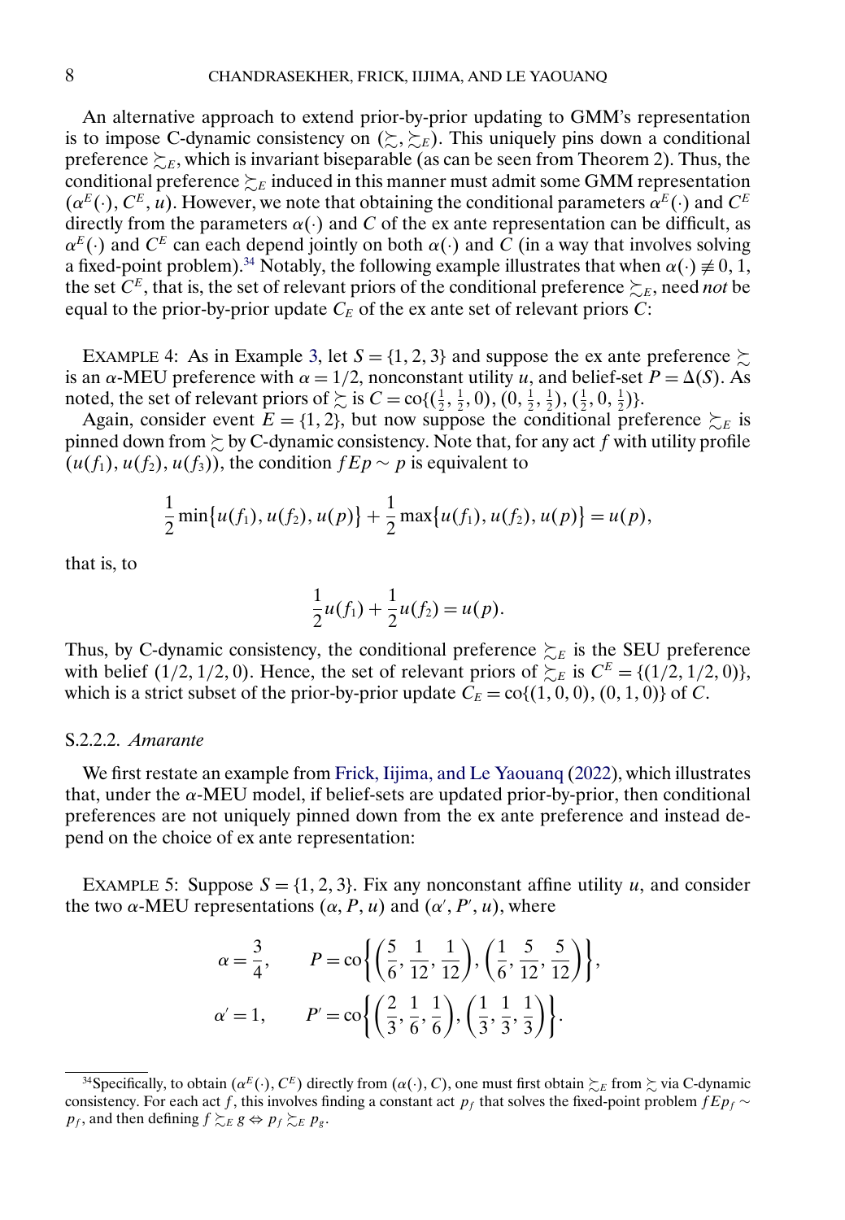An alternative approach to extend prior-by-prior updating to GMM's representation is to impose C-dynamic consistency on $(\succsim, \succsim_E)$. This uniquely pins down a conditional preference $\succsim_E$, which is invariant biseparable (as can be seen from Theorem 2). Thus, the conditional preference $\succsim_E$ induced in this manner must admit some GMM representation $(\alpha^E(\cdot), C^E, u)$. However, we note that obtaining the conditional parameters $\alpha^E(\cdot)$ and $C^E$ directly from the parameters $\alpha(\cdot)$ and $C$ of the ex ante representation can be difficult, as $\alpha^E(\cdot)$ and $C^E$ can each depend jointly on both $\alpha(\cdot)$ and $C$ (in a way that involves solving a fixed-point problem).[34] Notably, the following example illustrates that when $\alpha(\cdot) \not\equiv 0, 1$, the set $C^E$, that is, the set of relevant priors of the conditional preference $\succsim_E$, need *not* be equal to the prior-by-prior update $C_E$ of the ex ante set of relevant priors $C$:

EXAMPLE 4: As in Example 3, let $S = \{1, 2, 3\}$ and suppose the ex ante preference $\succsim$ is an $\alpha$-MEU preference with $\alpha = 1/2$, nonconstant utility $u$, and belief-set $P = \Delta(S)$. As noted, the set of relevant priors of $\succsim$ is $C = \text{co}\{(\frac{1}{2}, \frac{1}{2}, 0), (0, \frac{1}{2}, \frac{1}{2}), (\frac{1}{2}, 0, \frac{1}{2})\}$.

Again, consider event $E = \{1, 2\}$, but now suppose the conditional preference $\succsim_E$ is pinned down from $\succsim$ by C-dynamic consistency. Note that, for any act $f$ with utility profile $(u(f_1), u(f_2), u(f_3))$, the condition $fEp \sim p$ is equivalent to

$$\frac{1}{2} \min\{u(f_1), u(f_2), u(p)\} + \frac{1}{2} \max\{u(f_1), u(f_2), u(p)\} = u(p),$$

that is, to

$$\frac{1}{2} u(f_1) + \frac{1}{2} u(f_2) = u(p).$$

Thus, by C-dynamic consistency, the conditional preference $\succsim_E$ is the SEU preference with belief $(1/2, 1/2, 0)$. Hence, the set of relevant priors of $\succsim_E$ is $C^E = \{(1/2, 1/2, 0)\}$, which is a strict subset of the prior-by-prior update $C_E = \text{co}\{(1, 0, 0), (0, 1, 0)\}$ of $C$.

#### S.2.2.2. *Amarante*

We first restate an example from Frick, Iijima, and Le Yaouanq (2022), which illustrates that, under the $\alpha$-MEU model, if belief-sets are updated prior-by-prior, then conditional preferences are not uniquely pinned down from the ex ante preference and instead depend on the choice of ex ante representation:

EXAMPLE 5: Suppose $S = \{1, 2, 3\}$. Fix any nonconstant affine utility $u$, and consider the two $\alpha$-MEU representations $(\alpha, P, u)$ and $(\alpha', P', u)$, where

$$\alpha = \frac{3}{4}, \qquad P = \text{co}\left\{\left(\frac{5}{6}, \frac{1}{12}, \frac{1}{12}\right), \left(\frac{1}{6}, \frac{5}{12}, \frac{5}{12}\right)\right\},$$

$$\alpha' = 1, \qquad P' = \text{co}\left\{\left(\frac{2}{3}, \frac{1}{6}, \frac{1}{6}\right), \left(\frac{1}{3}, \frac{1}{3}, \frac{1}{3}\right)\right\}.$$

---

[34] Specifically, to obtain $(\alpha^E(\cdot), C^E)$ directly from $(\alpha(\cdot), C)$, one must first obtain $\succsim_E$ from $\succsim$ via C-dynamic consistency. For each act $f$, this involves finding a constant act $p_f$ that solves the fixed-point problem $fEp_f \sim p_f$, and then defining $f \succsim_E g \Leftrightarrow p_f \succsim_E p_g$.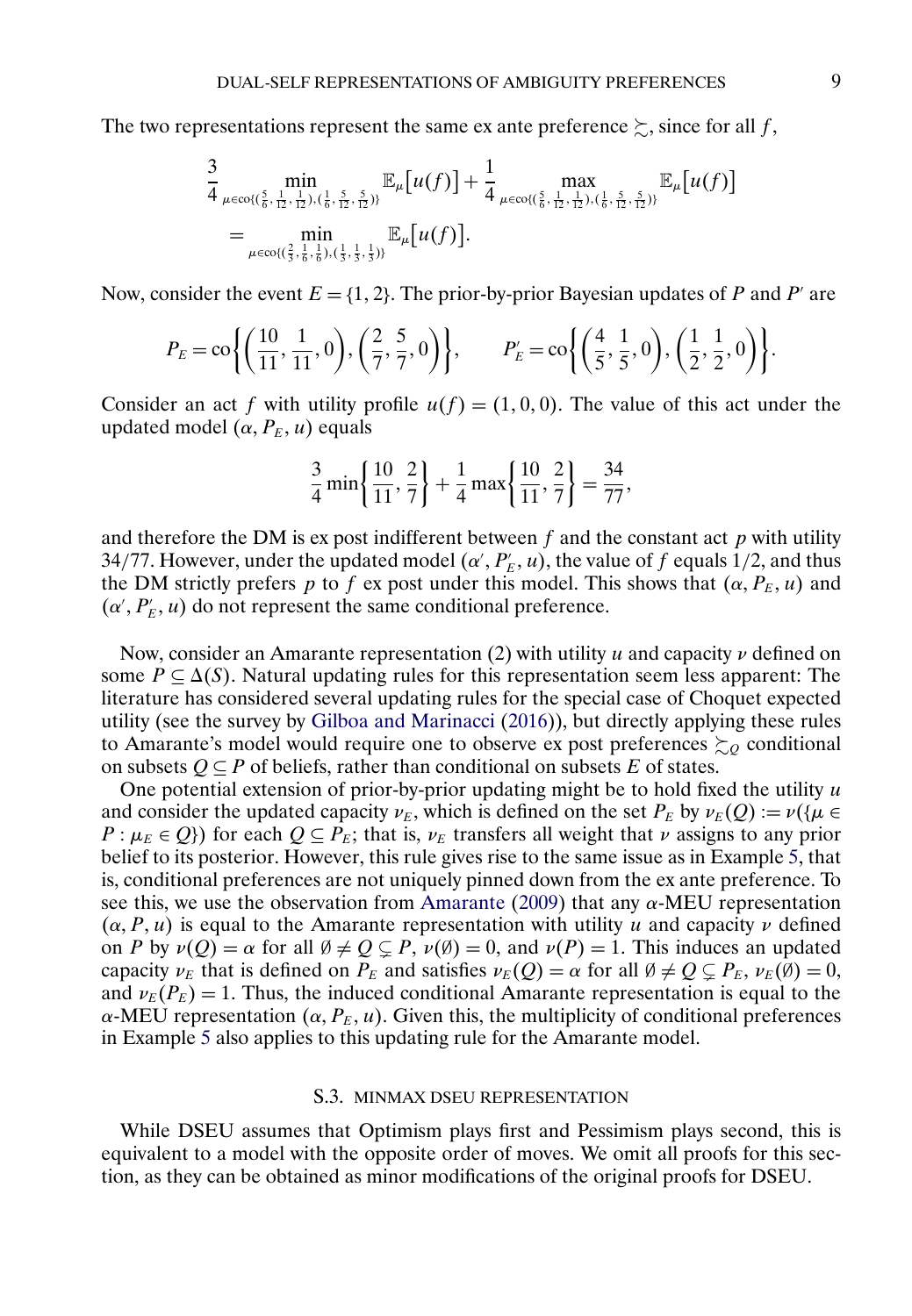The two representations represent the same ex ante preference $\succsim$, since for all $f$,

$$\frac{3}{4}\min_{\mu\in\text{co}\{(\frac{5}{6},\frac{1}{12},\frac{1}{12}),(\frac{1}{6},\frac{5}{12},\frac{5}{12})\}}\mathbb{E}_\mu\big[u(f)\big]+\frac{1}{4}\max_{\mu\in\text{co}\{(\frac{5}{6},\frac{1}{12},\frac{1}{12}),(\frac{1}{6},\frac{5}{12},\frac{5}{12})\}}\mathbb{E}_\mu\big[u(f)\big]$$
$$=\min_{\mu\in\text{co}\{(\frac{2}{3},\frac{1}{6},\frac{1}{6}),(\frac{1}{3},\frac{1}{3},\frac{1}{3})\}}\mathbb{E}_\mu\big[u(f)\big].$$

Now, consider the event $E=\{1,2\}$. The prior-by-prior Bayesian updates of $P$ and $P'$ are

$$P_E=\text{co}\left\{\left(\frac{10}{11},\frac{1}{11},0\right),\left(\frac{2}{7},\frac{5}{7},0\right)\right\},\qquad P'_E=\text{co}\left\{\left(\frac{4}{5},\frac{1}{5},0\right),\left(\frac{1}{2},\frac{1}{2},0\right)\right\}.$$

Consider an act $f$ with utility profile $u(f)=(1,0,0)$. The value of this act under the updated model $(\alpha,P_E,u)$ equals

$$\frac{3}{4}\min\left\{\frac{10}{11},\frac{2}{7}\right\}+\frac{1}{4}\max\left\{\frac{10}{11},\frac{2}{7}\right\}=\frac{34}{77},$$

and therefore the DM is ex post indifferent between $f$ and the constant act $p$ with utility $34/77$. However, under the updated model $(\alpha',P'_E,u)$, the value of $f$ equals $1/2$, and thus the DM strictly prefers $p$ to $f$ ex post under this model. This shows that $(\alpha,P_E,u)$ and $(\alpha',P'_E,u)$ do not represent the same conditional preference.

Now, consider an Amarante representation (2) with utility $u$ and capacity $\nu$ defined on some $P\subseteq\Delta(S)$. Natural updating rules for this representation seem less apparent: The literature has considered several updating rules for the special case of Choquet expected utility (see the survey by Gilboa and Marinacci (2016)), but directly applying these rules to Amarante's model would require one to observe ex post preferences $\succsim_Q$ conditional on subsets $Q\subseteq P$ of beliefs, rather than conditional on subsets $E$ of states.

One potential extension of prior-by-prior updating might be to hold fixed the utility $u$ and consider the updated capacity $\nu_E$, which is defined on the set $P_E$ by $\nu_E(Q):=\nu(\{\mu\in P:\mu_E\in Q\})$ for each $Q\subseteq P_E$; that is, $\nu_E$ transfers all weight that $\nu$ assigns to any prior belief to its posterior. However, this rule gives rise to the same issue as in Example 5, that is, conditional preferences are not uniquely pinned down from the ex ante preference. To see this, we use the observation from Amarante (2009) that any $\alpha$-MEU representation $(\alpha,P,u)$ is equal to the Amarante representation with utility $u$ and capacity $\nu$ defined on $P$ by $\nu(Q)=\alpha$ for all $\emptyset\neq Q\subsetneq P$, $\nu(\emptyset)=0$, and $\nu(P)=1$. This induces an updated capacity $\nu_E$ that is defined on $P_E$ and satisfies $\nu_E(Q)=\alpha$ for all $\emptyset\neq Q\subsetneq P_E$, $\nu_E(\emptyset)=0$, and $\nu_E(P_E)=1$. Thus, the induced conditional Amarante representation is equal to the $\alpha$-MEU representation $(\alpha,P_E,u)$. Given this, the multiplicity of conditional preferences in Example 5 also applies to this updating rule for the Amarante model.

## S.3. MINMAX DSEU REPRESENTATION

While DSEU assumes that Optimism plays first and Pessimism plays second, this is equivalent to a model with the opposite order of moves. We omit all proofs for this section, as they can be obtained as minor modifications of the original proofs for DSEU.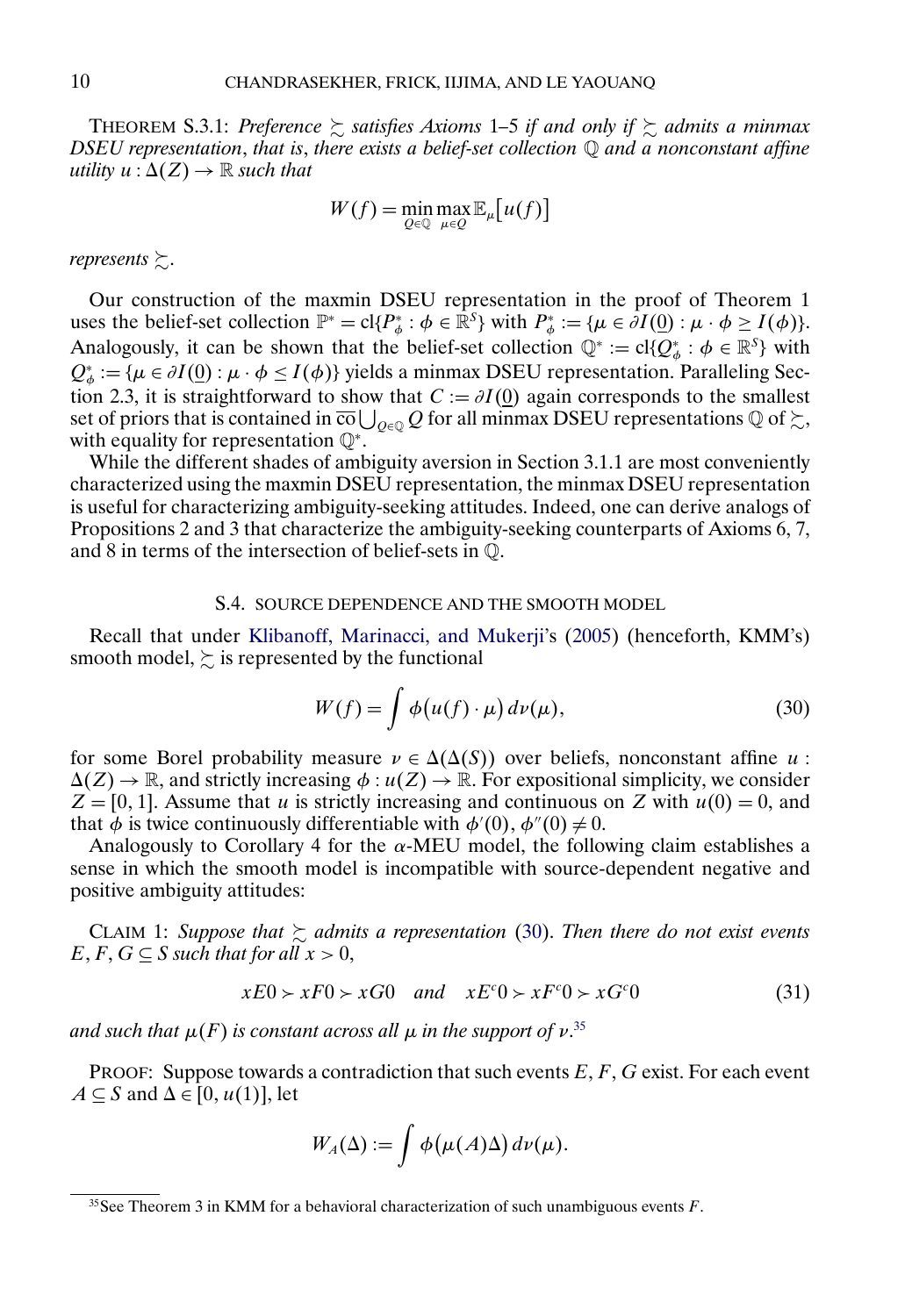THEOREM S.3.1: *Preference* $\succsim$ *satisfies Axioms* 1–5 *if and only if* $\succsim$ *admits a minmax DSEU representation*, *that is*, *there exists a belief-set collection* $\mathbb{Q}$ *and a nonconstant affine utility* $u : \Delta(Z) \to \mathbb{R}$ *such that*

$$W(f) = \min_{Q \in \mathbb{Q}} \max_{\mu \in Q} \mathbb{E}_\mu\big[u(f)\big]$$

*represents* $\succsim$.

Our construction of the maxmin DSEU representation in the proof of Theorem 1 uses the belief-set collection $\mathbb{P}^* = \mathrm{cl}\{P^*_\phi : \phi \in \mathbb{R}^S\}$ with $P^*_\phi := \{\mu \in \partial I(\underline{0}) : \mu \cdot \phi \geq I(\phi)\}$. Analogously, it can be shown that the belief-set collection $\mathbb{Q}^* := \mathrm{cl}\{Q^*_\phi : \phi \in \mathbb{R}^S\}$ with $Q^*_\phi := \{\mu \in \partial I(\underline{0}) : \mu \cdot \phi \leq I(\phi)\}$ yields a minmax DSEU representation. Paralleling Section 2.3, it is straightforward to show that $C := \partial I(\underline{0})$ again corresponds to the smallest set of priors that is contained in $\overline{\mathrm{co}} \bigcup_{Q \in \mathbb{Q}} Q$ for all minmax DSEU representations $\mathbb{Q}$ of $\succsim$, with equality for representation $\mathbb{Q}^*$.

While the different shades of ambiguity aversion in Section 3.1.1 are most conveniently characterized using the maxmin DSEU representation, the minmax DSEU representation is useful for characterizing ambiguity-seeking attitudes. Indeed, one can derive analogs of Propositions 2 and 3 that characterize the ambiguity-seeking counterparts of Axioms 6, 7, and 8 in terms of the intersection of belief-sets in $\mathbb{Q}$.

## S.4. SOURCE DEPENDENCE AND THE SMOOTH MODEL

Recall that under Klibanoff, Marinacci, and Mukerji's (2005) (henceforth, KMM's) smooth model, $\succsim$ is represented by the functional

$$W(f) = \int \phi\big(u(f) \cdot \mu\big)\, d\nu(\mu), \tag{30}$$

for some Borel probability measure $\nu \in \Delta(\Delta(S))$ over beliefs, nonconstant affine $u : \Delta(Z) \to \mathbb{R}$, and strictly increasing $\phi : u(Z) \to \mathbb{R}$. For expositional simplicity, we consider $Z = [0, 1]$. Assume that $u$ is strictly increasing and continuous on $Z$ with $u(0) = 0$, and that $\phi$ is twice continuously differentiable with $\phi'(0), \phi''(0) \neq 0$.

Analogously to Corollary 4 for the $\alpha$-MEU model, the following claim establishes a sense in which the smooth model is incompatible with source-dependent negative and positive ambiguity attitudes:

CLAIM 1: *Suppose that* $\succsim$ *admits a representation* (30). *Then there do not exist events* $E, F, G \subseteq S$ *such that for all* $x > 0$,

$$xE0 \succ xF0 \succ xG0 \quad \text{and} \quad xE^c0 \succ xF^c0 \succ xG^c0 \tag{31}$$

*and such that* $\mu(F)$ *is constant across all* $\mu$ *in the support of* $\nu$.[35]

PROOF: Suppose towards a contradiction that such events $E, F, G$ exist. For each event $A \subseteq S$ and $\Delta \in [0, u(1)]$, let

$$W_A(\Delta) := \int \phi\big(\mu(A)\Delta\big)\, d\nu(\mu).$$

[35] See Theorem 3 in KMM for a behavioral characterization of such unambiguous events $F$.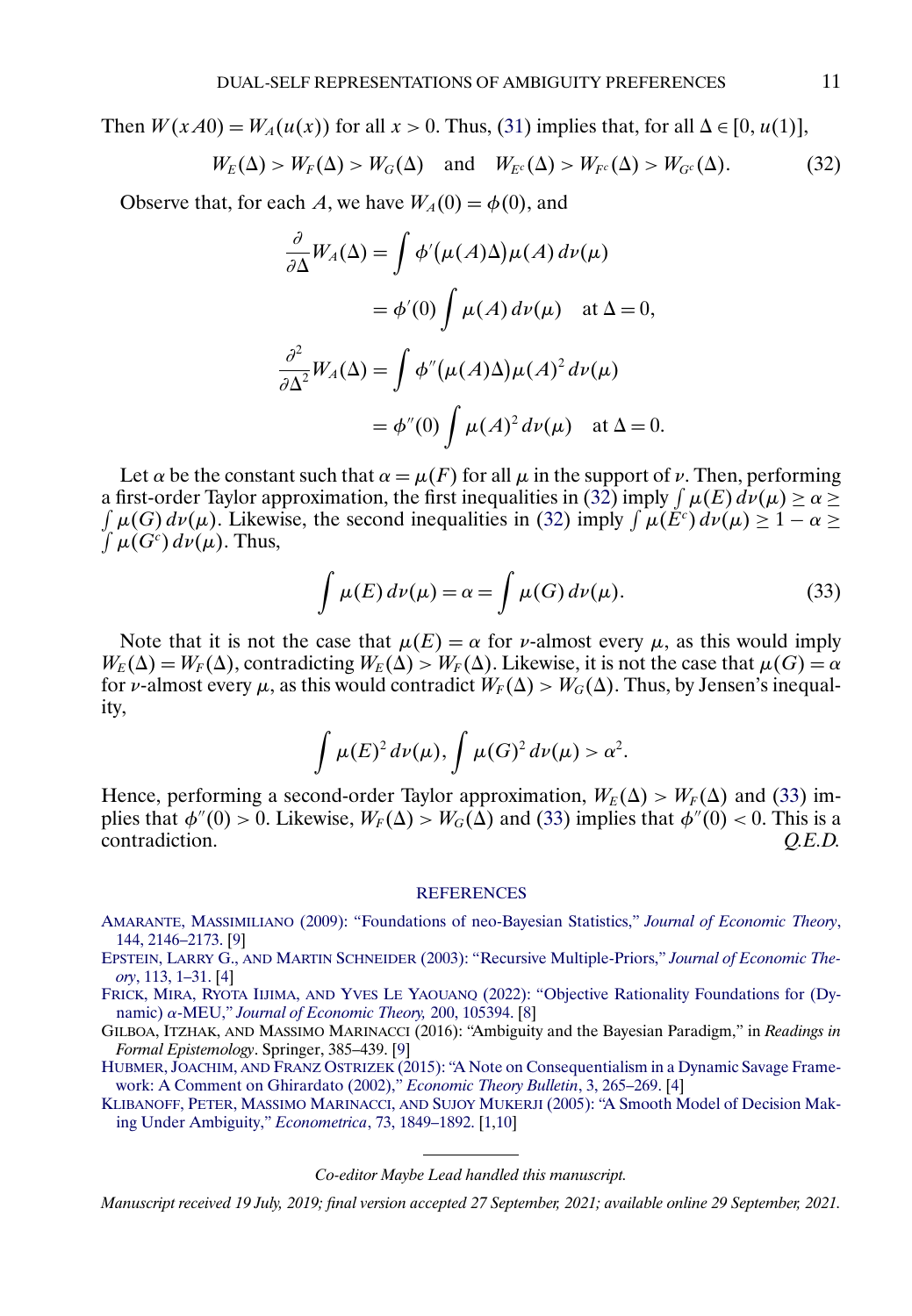Then $W(xA0) = W_A(u(x))$ for all $x > 0$. Thus, (31) implies that, for all $\Delta \in [0, u(1)]$,

$$W_E(\Delta) > W_F(\Delta) > W_G(\Delta) \quad \text{and} \quad W_{E^c}(\Delta) > W_{F^c}(\Delta) > W_{G^c}(\Delta). \tag{32}$$

Observe that, for each $A$, we have $W_A(0) = \phi(0)$, and

$$\begin{aligned}
\frac{\partial}{\partial \Delta} W_A(\Delta) &= \int \phi'\big(\mu(A)\Delta\big)\mu(A)\, d\nu(\mu) \\
&= \phi'(0) \int \mu(A)\, d\nu(\mu) \quad \text{at } \Delta = 0, \\
\frac{\partial^2}{\partial \Delta^2} W_A(\Delta) &= \int \phi''\big(\mu(A)\Delta\big)\mu(A)^2\, d\nu(\mu) \\
&= \phi''(0) \int \mu(A)^2\, d\nu(\mu) \quad \text{at } \Delta = 0.
\end{aligned}$$

Let $\alpha$ be the constant such that $\alpha = \mu(F)$ for all $\mu$ in the support of $\nu$. Then, performing a first-order Taylor approximation, the first inequalities in (32) imply $\int \mu(E)\, d\nu(\mu) \geq \alpha \geq \int \mu(G)\, d\nu(\mu)$. Likewise, the second inequalities in (32) imply $\int \mu(E^c)\, d\nu(\mu) \geq 1 - \alpha \geq \int \mu(G^c)\, d\nu(\mu)$. Thus,

$$\int \mu(E)\, d\nu(\mu) = \alpha = \int \mu(G)\, d\nu(\mu). \tag{33}$$

Note that it is not the case that $\mu(E) = \alpha$ for $\nu$-almost every $\mu$, as this would imply $W_E(\Delta) = W_F(\Delta)$, contradicting $W_E(\Delta) > W_F(\Delta)$. Likewise, it is not the case that $\mu(G) = \alpha$ for $\nu$-almost every $\mu$, as this would contradict $W_F(\Delta) > W_G(\Delta)$. Thus, by Jensen's inequality,

$$\int \mu(E)^2\, d\nu(\mu), \int \mu(G)^2\, d\nu(\mu) > \alpha^2.$$

Hence, performing a second-order Taylor approximation, $W_E(\Delta) > W_F(\Delta)$ and (33) implies that $\phi''(0) > 0$. Likewise, $W_F(\Delta) > W_G(\Delta)$ and (33) implies that $\phi''(0) < 0$. This is a contradiction. *Q.E.D.*

## REFERENCES

AMARANTE, MASSIMILIANO (2009): "Foundations of neo-Bayesian Statistics," *Journal of Economic Theory*, 144, 2146–2173. [9]

EPSTEIN, LARRY G., AND MARTIN SCHNEIDER (2003): "Recursive Multiple-Priors," *Journal of Economic Theory*, 113, 1–31. [4]

FRICK, MIRA, RYOTA IIJIMA, AND YVES LE YAOUANQ (2022): "Objective Rationality Foundations for (Dynamic) $\alpha$-MEU," *Journal of Economic Theory,* 200, 105394. [8]

GILBOA, ITZHAK, AND MASSIMO MARINACCI (2016): "Ambiguity and the Bayesian Paradigm," in *Readings in Formal Epistemology*. Springer, 385–439. [9]

HUBMER, JOACHIM, AND FRANZ OSTRIZEK (2015): "A Note on Consequentialism in a Dynamic Savage Framework: A Comment on Ghirardato (2002)," *Economic Theory Bulletin*, 3, 265–269. [4]

KLIBANOFF, PETER, MASSIMO MARINACCI, AND SUJOY MUKERJI (2005): "A Smooth Model of Decision Making Under Ambiguity," *Econometrica*, 73, 1849–1892. [1,10]

*Co-editor Maybe Lead handled this manuscript.*

*Manuscript received 19 July, 2019; final version accepted 27 September, 2021; available online 29 September, 2021.*